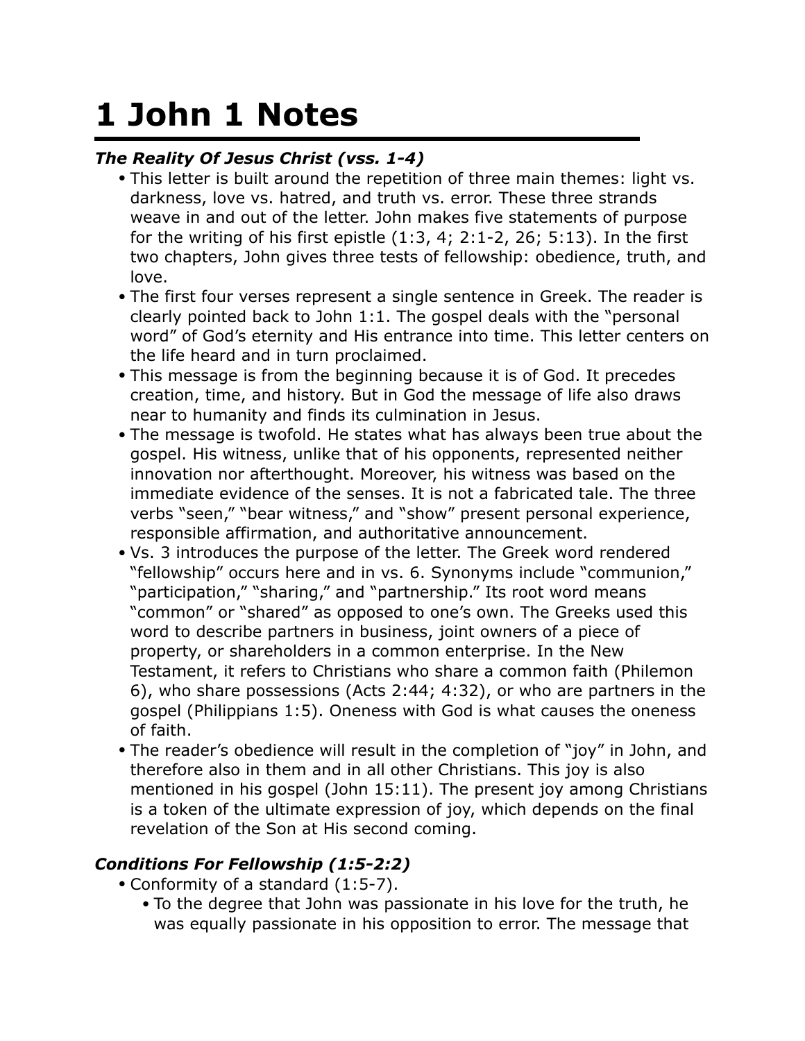# 1 John 1 Notes

### *The Reality Of Jesus Christ (vss. 1-4)*

- This letter is built around the repetition of three main themes: light vs. darkness, love vs. hatred, and truth vs. error. These three strands weave in and out of the letter. John makes five statements of purpose for the writing of his first epistle (1:3, 4; 2:1-2, 26; 5:13). In the first two chapters, John gives three tests of fellowship: obedience, truth, and love.
- The first four verses represent a single sentence in Greek. The reader is clearly pointed back to John 1:1. The gospel deals with the "personal word" of God's eternity and His entrance into time. This letter centers on the life heard and in turn proclaimed.
- This message is from the beginning because it is of God. It precedes creation, time, and history. But in God the message of life also draws near to humanity and finds its culmination in Jesus.
- The message is twofold. He states what has always been true about the gospel. His witness, unlike that of his opponents, represented neither innovation nor afterthought. Moreover, his witness was based on the immediate evidence of the senses. It is not a fabricated tale. The three verbs "seen," "bear witness," and "show" present personal experience, responsible affirmation, and authoritative announcement.
- Vs. 3 introduces the purpose of the letter. The Greek word rendered "fellowship" occurs here and in vs. 6. Synonyms include "communion," "participation," "sharing," and "partnership." Its root word means "common" or "shared" as opposed to one's own. The Greeks used this word to describe partners in business, joint owners of a piece of property, or shareholders in a common enterprise. In the New Testament, it refers to Christians who share a common faith (Philemon 6), who share possessions (Acts 2:44; 4:32), or who are partners in the gospel (Philippians 1:5). Oneness with God is what causes the oneness of faith.
- The reader's obedience will result in the completion of "joy" in John, and therefore also in them and in all other Christians. This joy is also mentioned in his gospel (John 15:11). The present joy among Christians is a token of the ultimate expression of joy, which depends on the final revelation of the Son at His second coming.

### *Conditions For Fellowship (1:5-2:2)*

- Conformity of a standard (1:5-7).
  - To the degree that John was passionate in his love for the truth, he was equally passionate in his opposition to error. The message that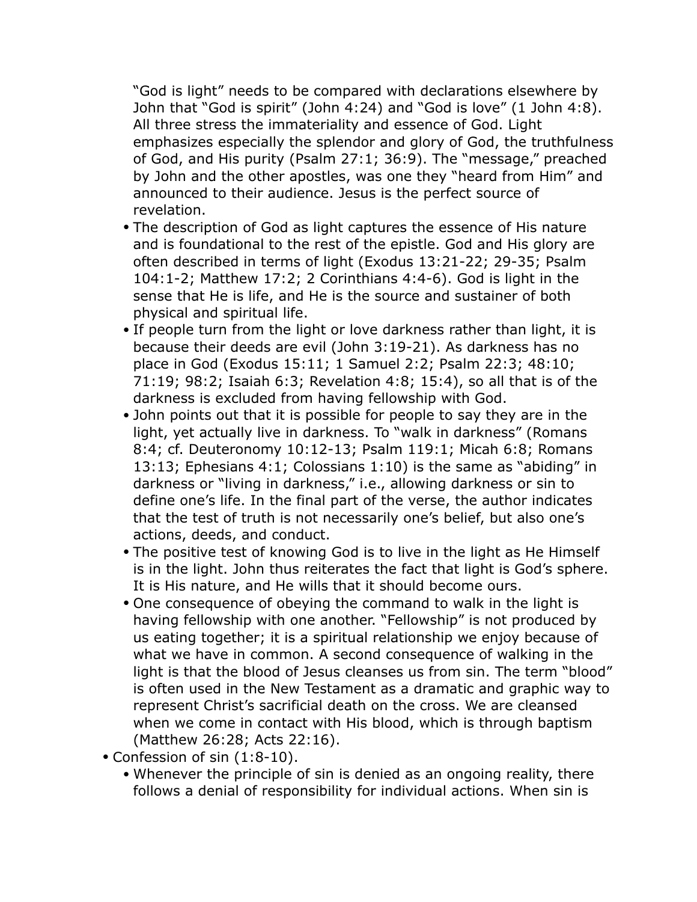"God is light" needs to be compared with declarations elsewhere by John that "God is spirit" (John 4:24) and "God is love" (1 John 4:8). All three stress the immateriality and essence of God. Light emphasizes especially the splendor and glory of God, the truthfulness of God, and His purity (Psalm 27:1; 36:9). The "message," preached by John and the other apostles, was one they "heard from Him" and announced to their audience. Jesus is the perfect source of revelation.

  - The description of God as light captures the essence of His nature and is foundational to the rest of the epistle. God and His glory are often described in terms of light (Exodus 13:21-22; 29-35; Psalm 104:1-2; Matthew 17:2; 2 Corinthians 4:4-6). God is light in the sense that He is life, and He is the source and sustainer of both physical and spiritual life.
  - If people turn from the light or love darkness rather than light, it is because their deeds are evil (John 3:19-21). As darkness has no place in God (Exodus 15:11; 1 Samuel 2:2; Psalm 22:3; 48:10; 71:19; 98:2; Isaiah 6:3; Revelation 4:8; 15:4), so all that is of the darkness is excluded from having fellowship with God.
  - John points out that it is possible for people to say they are in the light, yet actually live in darkness. To "walk in darkness" (Romans 8:4; cf. Deuteronomy 10:12-13; Psalm 119:1; Micah 6:8; Romans 13:13; Ephesians 4:1; Colossians 1:10) is the same as "abiding" in darkness or "living in darkness," i.e., allowing darkness or sin to define one's life. In the final part of the verse, the author indicates that the test of truth is not necessarily one's belief, but also one's actions, deeds, and conduct.
  - The positive test of knowing God is to live in the light as He Himself is in the light. John thus reiterates the fact that light is God's sphere. It is His nature, and He wills that it should become ours.
  - One consequence of obeying the command to walk in the light is having fellowship with one another. "Fellowship" is not produced by us eating together; it is a spiritual relationship we enjoy because of what we have in common. A second consequence of walking in the light is that the blood of Jesus cleanses us from sin. The term "blood" is often used in the New Testament as a dramatic and graphic way to represent Christ's sacrificial death on the cross. We are cleansed when we come in contact with His blood, which is through baptism (Matthew 26:28; Acts 22:16).
- Confession of sin (1:8-10).
  - Whenever the principle of sin is denied as an ongoing reality, there follows a denial of responsibility for individual actions. When sin is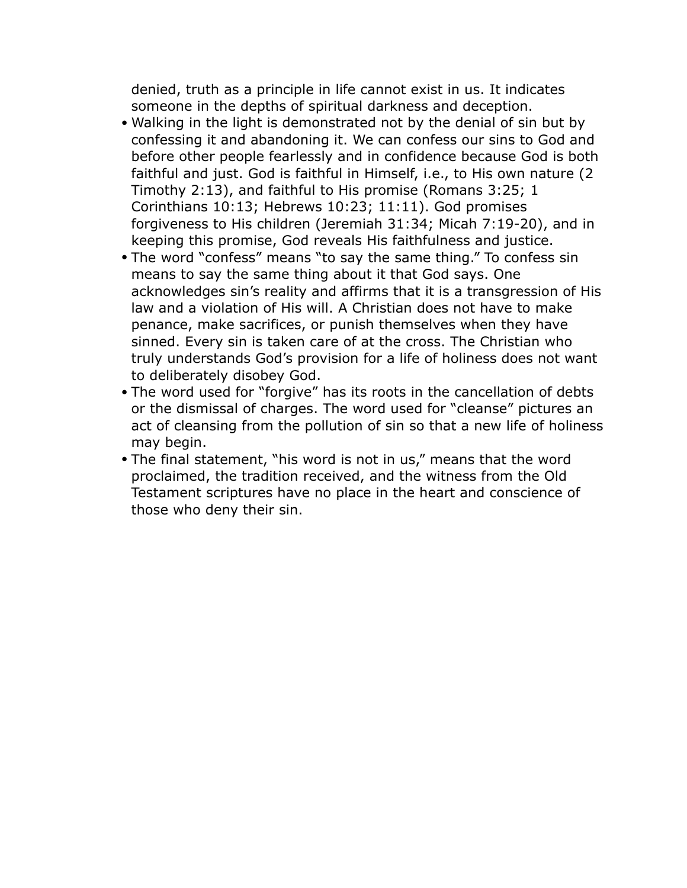denied, truth as a principle in life cannot exist in us. It indicates someone in the depths of spiritual darkness and deception.

- Walking in the light is demonstrated not by the denial of sin but by confessing it and abandoning it. We can confess our sins to God and before other people fearlessly and in confidence because God is both faithful and just. God is faithful in Himself, i.e., to His own nature (2 Timothy 2:13), and faithful to His promise (Romans 3:25; 1 Corinthians 10:13; Hebrews 10:23; 11:11). God promises forgiveness to His children (Jeremiah 31:34; Micah 7:19-20), and in keeping this promise, God reveals His faithfulness and justice.
- The word "confess" means "to say the same thing." To confess sin means to say the same thing about it that God says. One acknowledges sin's reality and affirms that it is a transgression of His law and a violation of His will. A Christian does not have to make penance, make sacrifices, or punish themselves when they have sinned. Every sin is taken care of at the cross. The Christian who truly understands God's provision for a life of holiness does not want to deliberately disobey God.
- The word used for "forgive" has its roots in the cancellation of debts or the dismissal of charges. The word used for "cleanse" pictures an act of cleansing from the pollution of sin so that a new life of holiness may begin.
- The final statement, "his word is not in us," means that the word proclaimed, the tradition received, and the witness from the Old Testament scriptures have no place in the heart and conscience of those who deny their sin.